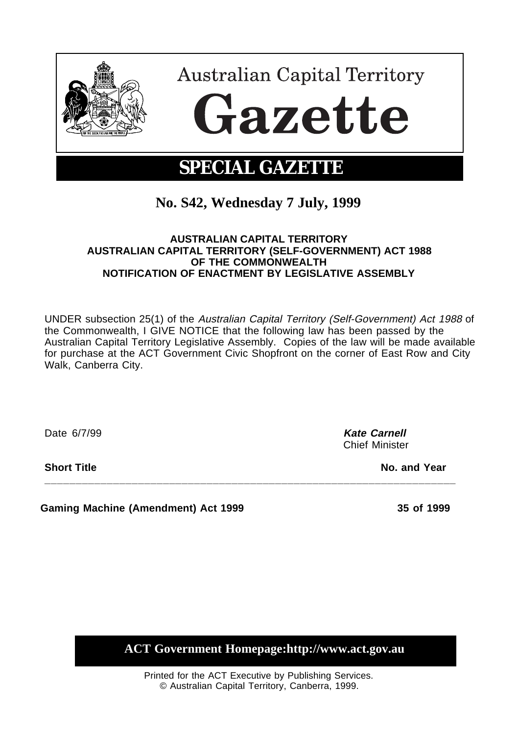# Australian Capital Territory Gazette

## SPECIAL GAZETTE

**No. S42, Wednesday 7 July, 1999**

**AUSTRALIAN CAPITAL TERRITORY**
**AUSTRALIAN CAPITAL TERRITORY (SELF-GOVERNMENT) ACT 1988**
**OF THE COMMONWEALTH**
**NOTIFICATION OF ENACTMENT BY LEGISLATIVE ASSEMBLY**

UNDER subsection 25(1) of the *Australian Capital Territory (Self-Government) Act 1988* of the Commonwealth, I GIVE NOTICE that the following law has been passed by the Australian Capital Territory Legislative Assembly. Copies of the law will be made available for purchase at the ACT Government Civic Shopfront on the corner of East Row and City Walk, Canberra City.

Date 6/7/99

***Kate Carnell***
Chief Minister

| **Short Title** | **No. and Year** |
|---|---|
| **Gaming Machine (Amendment) Act 1999** | **35 of 1999** |

**ACT Government Homepage:http://www.act.gov.au**

Printed for the ACT Executive by Publishing Services.
© Australian Capital Territory, Canberra, 1999.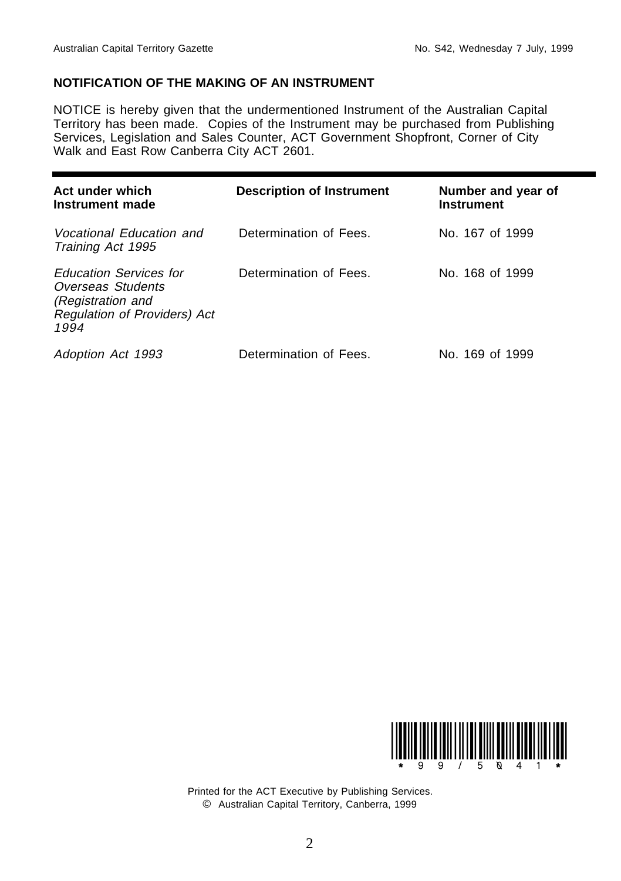## NOTIFICATION OF THE MAKING OF AN INSTRUMENT

NOTICE is hereby given that the undermentioned Instrument of the Australian Capital Territory has been made. Copies of the Instrument may be purchased from Publishing Services, Legislation and Sales Counter, ACT Government Shopfront, Corner of City Walk and East Row Canberra City ACT 2601.

| Act under which Instrument made | Description of Instrument | Number and year of Instrument |
|---|---|---|
| *Vocational Education and Training Act 1995* | Determination of Fees. | No. 167 of 1999 |
| *Education Services for Overseas Students (Registration and Regulation of Providers) Act 1994* | Determination of Fees. | No. 168 of 1999 |
| *Adoption Act 1993* | Determination of Fees. | No. 169 of 1999 |

* 9 9 / 5 0 4 1 *

Printed for the ACT Executive by Publishing Services.
© Australian Capital Territory, Canberra, 1999